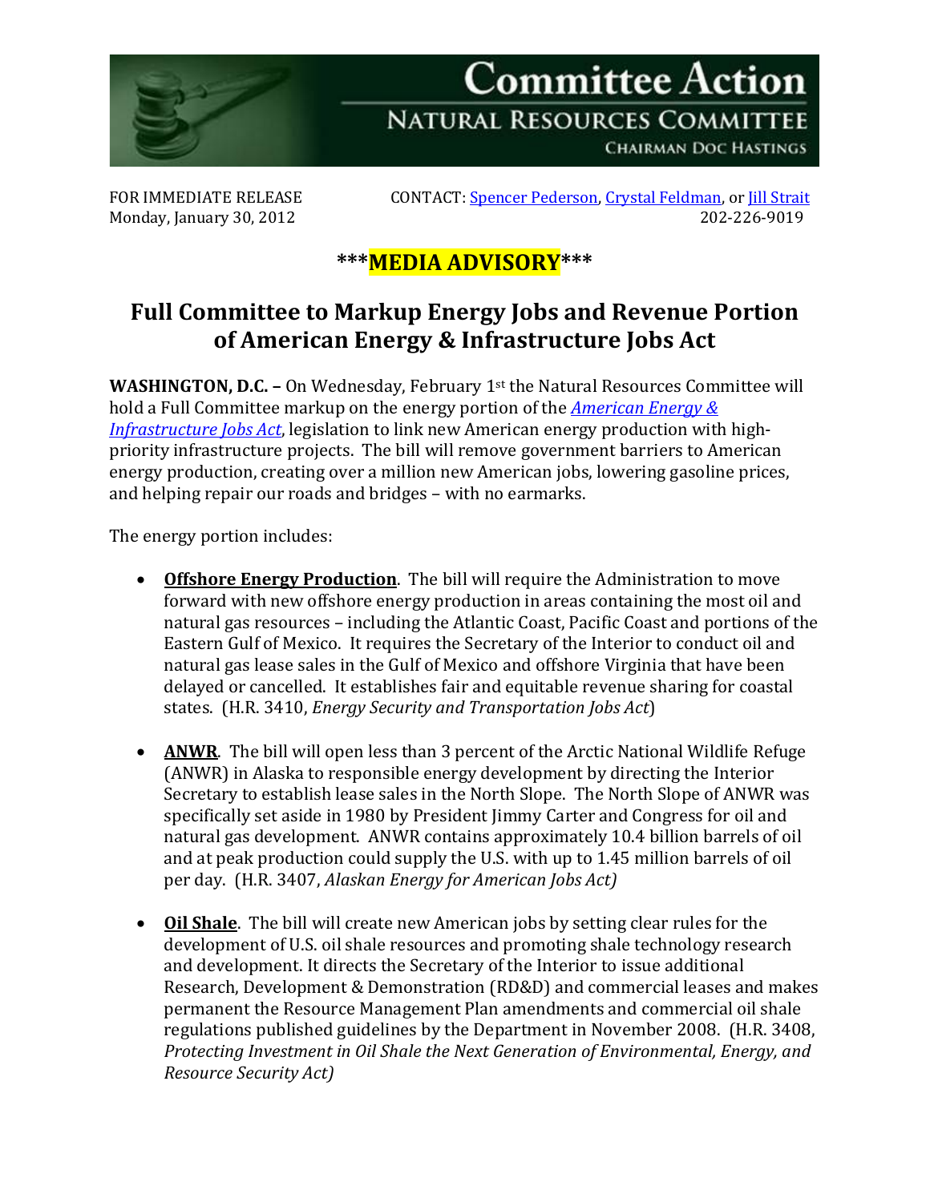# Committee Action

## NATURAL RESOURCES COMMITTEE

CHAIRMAN DOC HASTINGS

FOR IMMEDIATE RELEASE
Monday, January 30, 2012

CONTACT: Spencer Pederson, Crystal Feldman, or Jill Strait
202-226-9019

**\*\*\*MEDIA ADVISORY\*\*\***

## Full Committee to Markup Energy Jobs and Revenue Portion of American Energy & Infrastructure Jobs Act

**WASHINGTON, D.C. –** On Wednesday, February 1st the Natural Resources Committee will hold a Full Committee markup on the energy portion of the *American Energy & Infrastructure Jobs Act*, legislation to link new American energy production with high-priority infrastructure projects. The bill will remove government barriers to American energy production, creating over a million new American jobs, lowering gasoline prices, and helping repair our roads and bridges – with no earmarks.

The energy portion includes:

- **Offshore Energy Production**. The bill will require the Administration to move forward with new offshore energy production in areas containing the most oil and natural gas resources – including the Atlantic Coast, Pacific Coast and portions of the Eastern Gulf of Mexico. It requires the Secretary of the Interior to conduct oil and natural gas lease sales in the Gulf of Mexico and offshore Virginia that have been delayed or cancelled. It establishes fair and equitable revenue sharing for coastal states. (H.R. 3410, *Energy Security and Transportation Jobs Act*)

- **ANWR**. The bill will open less than 3 percent of the Arctic National Wildlife Refuge (ANWR) in Alaska to responsible energy development by directing the Interior Secretary to establish lease sales in the North Slope. The North Slope of ANWR was specifically set aside in 1980 by President Jimmy Carter and Congress for oil and natural gas development. ANWR contains approximately 10.4 billion barrels of oil and at peak production could supply the U.S. with up to 1.45 million barrels of oil per day. (H.R. 3407, *Alaskan Energy for American Jobs Act)*

- **Oil Shale**. The bill will create new American jobs by setting clear rules for the development of U.S. oil shale resources and promoting shale technology research and development. It directs the Secretary of the Interior to issue additional Research, Development & Demonstration (RD&D) and commercial leases and makes permanent the Resource Management Plan amendments and commercial oil shale regulations published guidelines by the Department in November 2008. (H.R. 3408, *Protecting Investment in Oil Shale the Next Generation of Environmental, Energy, and Resource Security Act)*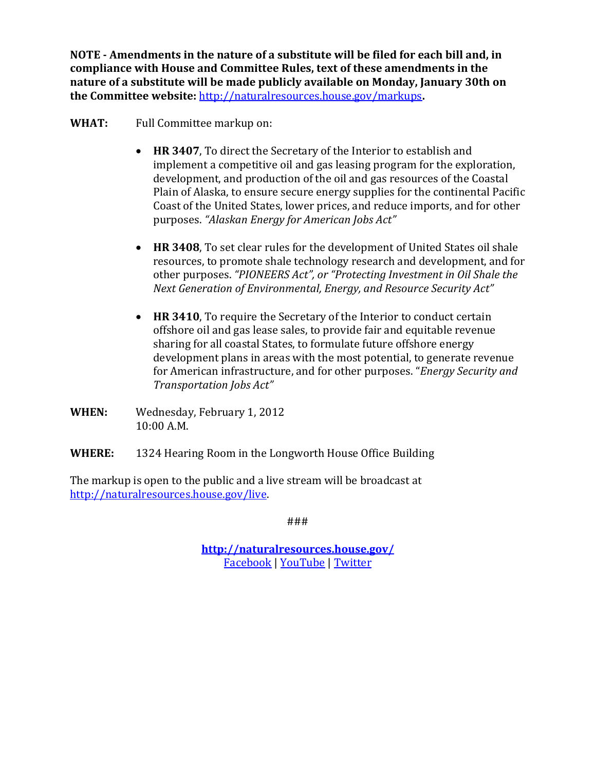**NOTE - Amendments in the nature of a substitute will be filed for each bill and, in compliance with House and Committee Rules, text of these amendments in the nature of a substitute will be made publicly available on Monday, January 30th on the Committee website:** http://naturalresources.house.gov/markups**.**

**WHAT:** Full Committee markup on:

- **HR 3407**, To direct the Secretary of the Interior to establish and implement a competitive oil and gas leasing program for the exploration, development, and production of the oil and gas resources of the Coastal Plain of Alaska, to ensure secure energy supplies for the continental Pacific Coast of the United States, lower prices, and reduce imports, and for other purposes. *"Alaskan Energy for American Jobs Act"*

- **HR 3408**, To set clear rules for the development of United States oil shale resources, to promote shale technology research and development, and for other purposes. *"PIONEERS Act", or "Protecting Investment in Oil Shale the Next Generation of Environmental, Energy, and Resource Security Act"*

- **HR 3410**, To require the Secretary of the Interior to conduct certain offshore oil and gas lease sales, to provide fair and equitable revenue sharing for all coastal States, to formulate future offshore energy development plans in areas with the most potential, to generate revenue for American infrastructure, and for other purposes. "*Energy Security and Transportation Jobs Act"*

**WHEN:** Wednesday, February 1, 2012
10:00 A.M.

**WHERE:** 1324 Hearing Room in the Longworth House Office Building

The markup is open to the public and a live stream will be broadcast at http://naturalresources.house.gov/live.

###

**http://naturalresources.house.gov/**

Facebook | YouTube | Twitter